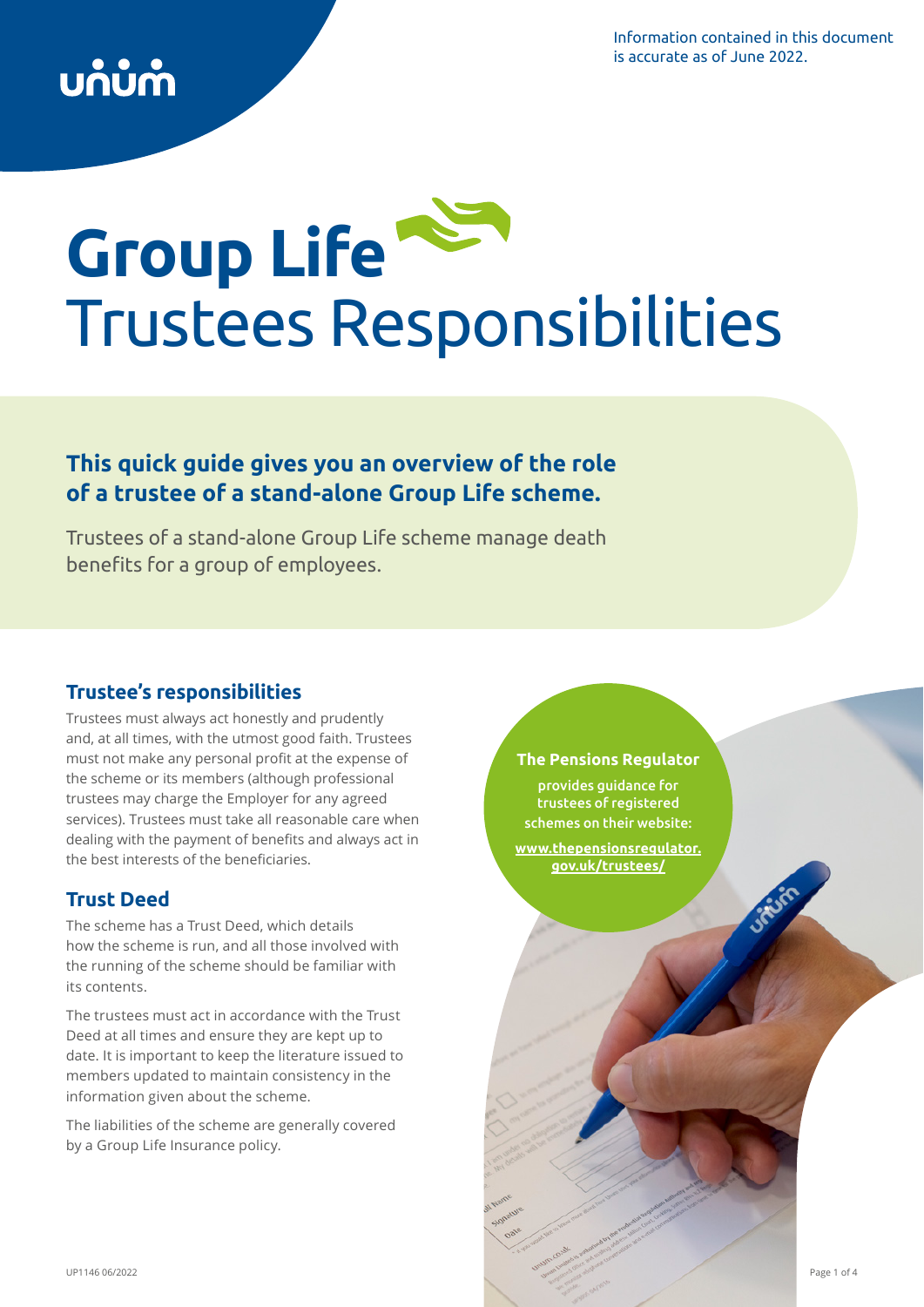Information contained in this document is accurate as of June 2022.

# Group Life Trustees Responsibilities

## This quick guide gives you an overview of the role of a trustee of a stand-alone Group Life scheme.

Trustees of a stand-alone Group Life scheme manage death benefits for a group of employees.

### Trustee's responsibilities

Trustees must always act honestly and prudently and, at all times, with the utmost good faith. Trustees must not make any personal profit at the expense of the scheme or its members (although professional trustees may charge the Employer for any agreed services). Trustees must take all reasonable care when dealing with the payment of benefits and always act in the best interests of the beneficiaries.

### Trust Deed

The scheme has a Trust Deed, which details how the scheme is run, and all those involved with the running of the scheme should be familiar with its contents.

The trustees must act in accordance with the Trust Deed at all times and ensure they are kept up to date. It is important to keep the literature issued to members updated to maintain consistency in the information given about the scheme.

The liabilities of the scheme are generally covered by a Group Life Insurance policy.

**The Pensions Regulator** provides guidance for trustees of registered schemes on their website: **www.thepensionsregulator.gov.uk/trustees/**

UP1146 06/2022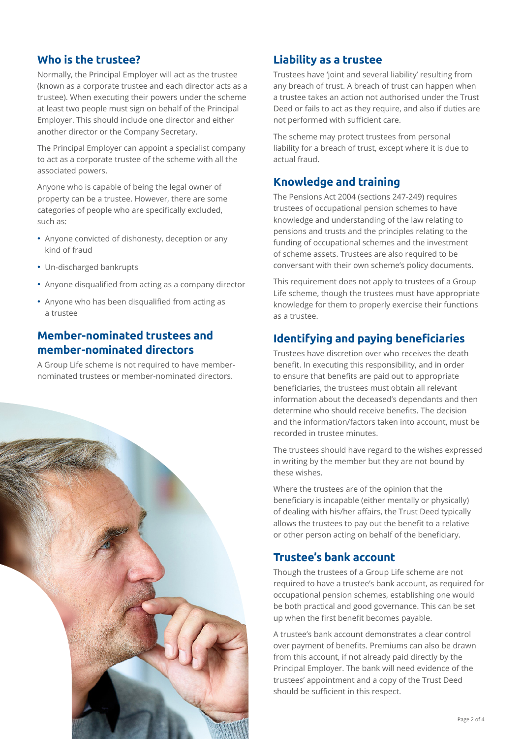## Who is the trustee?

Normally, the Principal Employer will act as the trustee (known as a corporate trustee and each director acts as a trustee). When executing their powers under the scheme at least two people must sign on behalf of the Principal Employer. This should include one director and either another director or the Company Secretary.

The Principal Employer can appoint a specialist company to act as a corporate trustee of the scheme with all the associated powers.

Anyone who is capable of being the legal owner of property can be a trustee. However, there are some categories of people who are specifically excluded, such as:

- Anyone convicted of dishonesty, deception or any kind of fraud
- Un-discharged bankrupts
- Anyone disqualified from acting as a company director
- Anyone who has been disqualified from acting as a trustee

## Member-nominated trustees and member-nominated directors

A Group Life scheme is not required to have member-nominated trustees or member-nominated directors.

## Liability as a trustee

Trustees have 'joint and several liability' resulting from any breach of trust. A breach of trust can happen when a trustee takes an action not authorised under the Trust Deed or fails to act as they require, and also if duties are not performed with sufficient care.

The scheme may protect trustees from personal liability for a breach of trust, except where it is due to actual fraud.

## Knowledge and training

The Pensions Act 2004 (sections 247-249) requires trustees of occupational pension schemes to have knowledge and understanding of the law relating to pensions and trusts and the principles relating to the funding of occupational schemes and the investment of scheme assets. Trustees are also required to be conversant with their own scheme's policy documents.

This requirement does not apply to trustees of a Group Life scheme, though the trustees must have appropriate knowledge for them to properly exercise their functions as a trustee.

## Identifying and paying beneficiaries

Trustees have discretion over who receives the death benefit. In executing this responsibility, and in order to ensure that benefits are paid out to appropriate beneficiaries, the trustees must obtain all relevant information about the deceased's dependants and then determine who should receive benefits. The decision and the information/factors taken into account, must be recorded in trustee minutes.

The trustees should have regard to the wishes expressed in writing by the member but they are not bound by these wishes.

Where the trustees are of the opinion that the beneficiary is incapable (either mentally or physically) of dealing with his/her affairs, the Trust Deed typically allows the trustees to pay out the benefit to a relative or other person acting on behalf of the beneficiary.

## Trustee's bank account

Though the trustees of a Group Life scheme are not required to have a trustee's bank account, as required for occupational pension schemes, establishing one would be both practical and good governance. This can be set up when the first benefit becomes payable.

A trustee's bank account demonstrates a clear control over payment of benefits. Premiums can also be drawn from this account, if not already paid directly by the Principal Employer. The bank will need evidence of the trustees' appointment and a copy of the Trust Deed should be sufficient in this respect.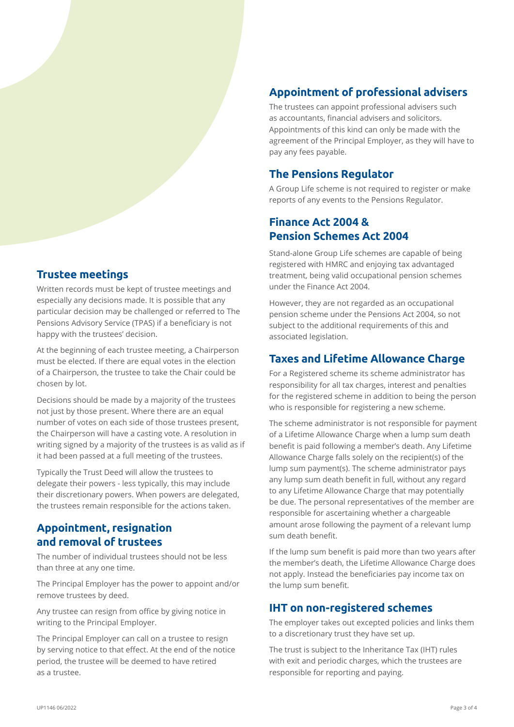## Trustee meetings

Written records must be kept of trustee meetings and especially any decisions made. It is possible that any particular decision may be challenged or referred to The Pensions Advisory Service (TPAS) if a beneficiary is not happy with the trustees' decision.

At the beginning of each trustee meeting, a Chairperson must be elected. If there are equal votes in the election of a Chairperson, the trustee to take the Chair could be chosen by lot.

Decisions should be made by a majority of the trustees not just by those present. Where there are an equal number of votes on each side of those trustees present, the Chairperson will have a casting vote. A resolution in writing signed by a majority of the trustees is as valid as if it had been passed at a full meeting of the trustees.

Typically the Trust Deed will allow the trustees to delegate their powers - less typically, this may include their discretionary powers. When powers are delegated, the trustees remain responsible for the actions taken.

## Appointment, resignation and removal of trustees

The number of individual trustees should not be less than three at any one time.

The Principal Employer has the power to appoint and/or remove trustees by deed.

Any trustee can resign from office by giving notice in writing to the Principal Employer.

The Principal Employer can call on a trustee to resign by serving notice to that effect. At the end of the notice period, the trustee will be deemed to have retired as a trustee.

## Appointment of professional advisers

The trustees can appoint professional advisers such as accountants, financial advisers and solicitors. Appointments of this kind can only be made with the agreement of the Principal Employer, as they will have to pay any fees payable.

## The Pensions Regulator

A Group Life scheme is not required to register or make reports of any events to the Pensions Regulator.

## Finance Act 2004 & Pension Schemes Act 2004

Stand-alone Group Life schemes are capable of being registered with HMRC and enjoying tax advantaged treatment, being valid occupational pension schemes under the Finance Act 2004.

However, they are not regarded as an occupational pension scheme under the Pensions Act 2004, so not subject to the additional requirements of this and associated legislation.

## Taxes and Lifetime Allowance Charge

For a Registered scheme its scheme administrator has responsibility for all tax charges, interest and penalties for the registered scheme in addition to being the person who is responsible for registering a new scheme.

The scheme administrator is not responsible for payment of a Lifetime Allowance Charge when a lump sum death benefit is paid following a member's death. Any Lifetime Allowance Charge falls solely on the recipient(s) of the lump sum payment(s). The scheme administrator pays any lump sum death benefit in full, without any regard to any Lifetime Allowance Charge that may potentially be due. The personal representatives of the member are responsible for ascertaining whether a chargeable amount arose following the payment of a relevant lump sum death benefit.

If the lump sum benefit is paid more than two years after the member's death, the Lifetime Allowance Charge does not apply. Instead the beneficiaries pay income tax on the lump sum benefit.

## IHT on non-registered schemes

The employer takes out excepted policies and links them to a discretionary trust they have set up.

The trust is subject to the Inheritance Tax (IHT) rules with exit and periodic charges, which the trustees are responsible for reporting and paying.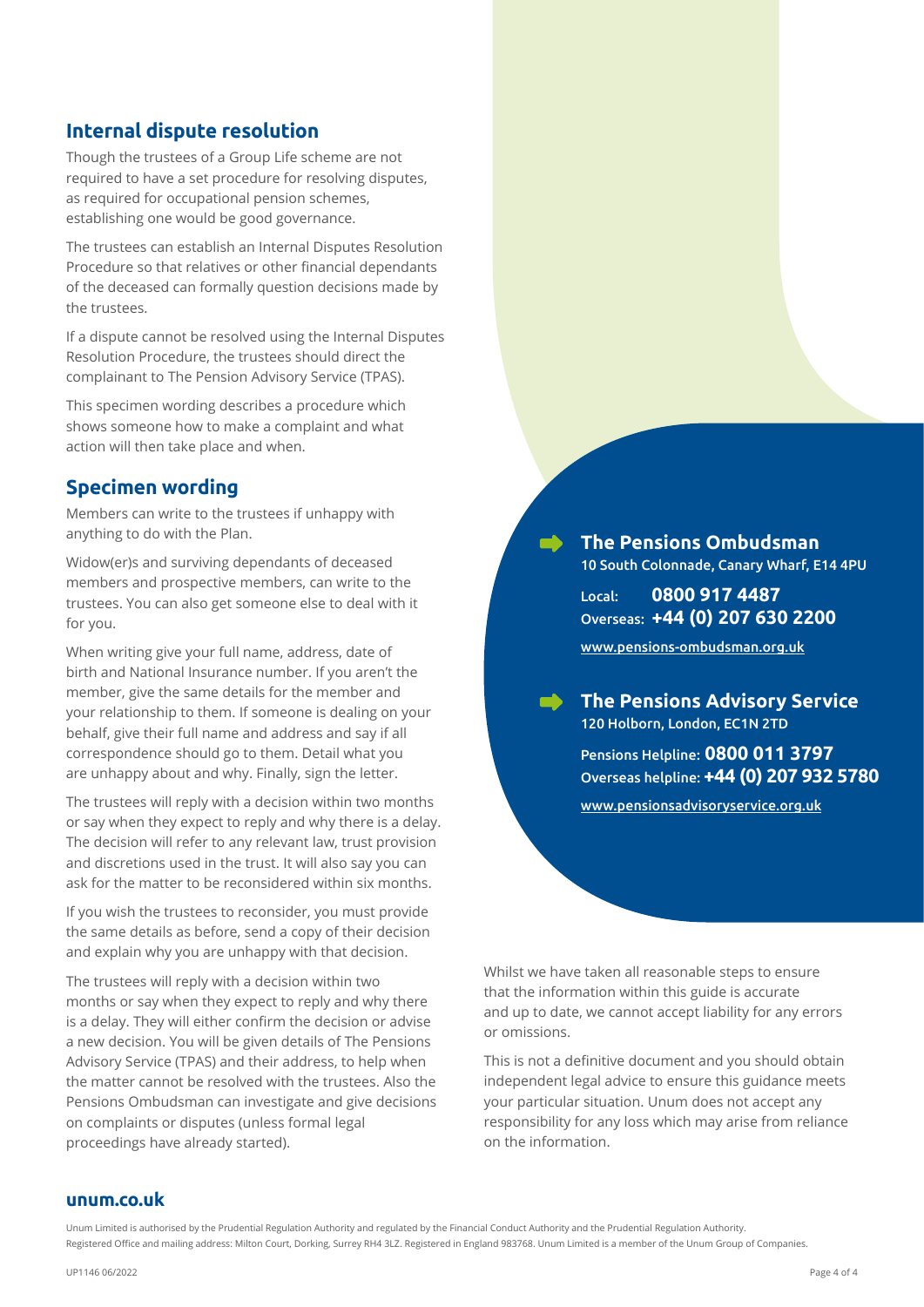## Internal dispute resolution

Though the trustees of a Group Life scheme are not required to have a set procedure for resolving disputes, as required for occupational pension schemes, establishing one would be good governance.

The trustees can establish an Internal Disputes Resolution Procedure so that relatives or other financial dependants of the deceased can formally question decisions made by the trustees.

If a dispute cannot be resolved using the Internal Disputes Resolution Procedure, the trustees should direct the complainant to The Pension Advisory Service (TPAS).

This specimen wording describes a procedure which shows someone how to make a complaint and what action will then take place and when.

## Specimen wording

Members can write to the trustees if unhappy with anything to do with the Plan.

Widow(er)s and surviving dependants of deceased members and prospective members, can write to the trustees. You can also get someone else to deal with it for you.

When writing give your full name, address, date of birth and National Insurance number. If you aren't the member, give the same details for the member and your relationship to them. If someone is dealing on your behalf, give their full name and address and say if all correspondence should go to them. Detail what you are unhappy about and why. Finally, sign the letter.

The trustees will reply with a decision within two months or say when they expect to reply and why there is a delay. The decision will refer to any relevant law, trust provision and discretions used in the trust. It will also say you can ask for the matter to be reconsidered within six months.

If you wish the trustees to reconsider, you must provide the same details as before, send a copy of their decision and explain why you are unhappy with that decision.

The trustees will reply with a decision within two months or say when they expect to reply and why there is a delay. They will either confirm the decision or advise a new decision. You will be given details of The Pensions Advisory Service (TPAS) and their address, to help when the matter cannot be resolved with the trustees. Also the Pensions Ombudsman can investigate and give decisions on complaints or disputes (unless formal legal proceedings have already started).

### The Pensions Ombudsman

10 South Colonnade, Canary Wharf, E14 4PU

Local: **0800 917 4487**
Overseas: **+44 (0) 207 630 2200**

www.pensions-ombudsman.org.uk

### The Pensions Advisory Service

120 Holborn, London, EC1N 2TD

Pensions Helpline: **0800 011 3797**
Overseas helpline: **+44 (0) 207 932 5780**

www.pensionsadvisoryservice.org.uk

Whilst we have taken all reasonable steps to ensure that the information within this guide is accurate and up to date, we cannot accept liability for any errors or omissions.

This is not a definitive document and you should obtain independent legal advice to ensure this guidance meets your particular situation. Unum does not accept any responsibility for any loss which may arise from reliance on the information.

**unum.co.uk**

Unum Limited is authorised by the Prudential Regulation Authority and regulated by the Financial Conduct Authority and the Prudential Regulation Authority.
Registered Office and mailing address: Milton Court, Dorking, Surrey RH4 3LZ. Registered in England 983768. Unum Limited is a member of the Unum Group of Companies.

UP1146 06/2022